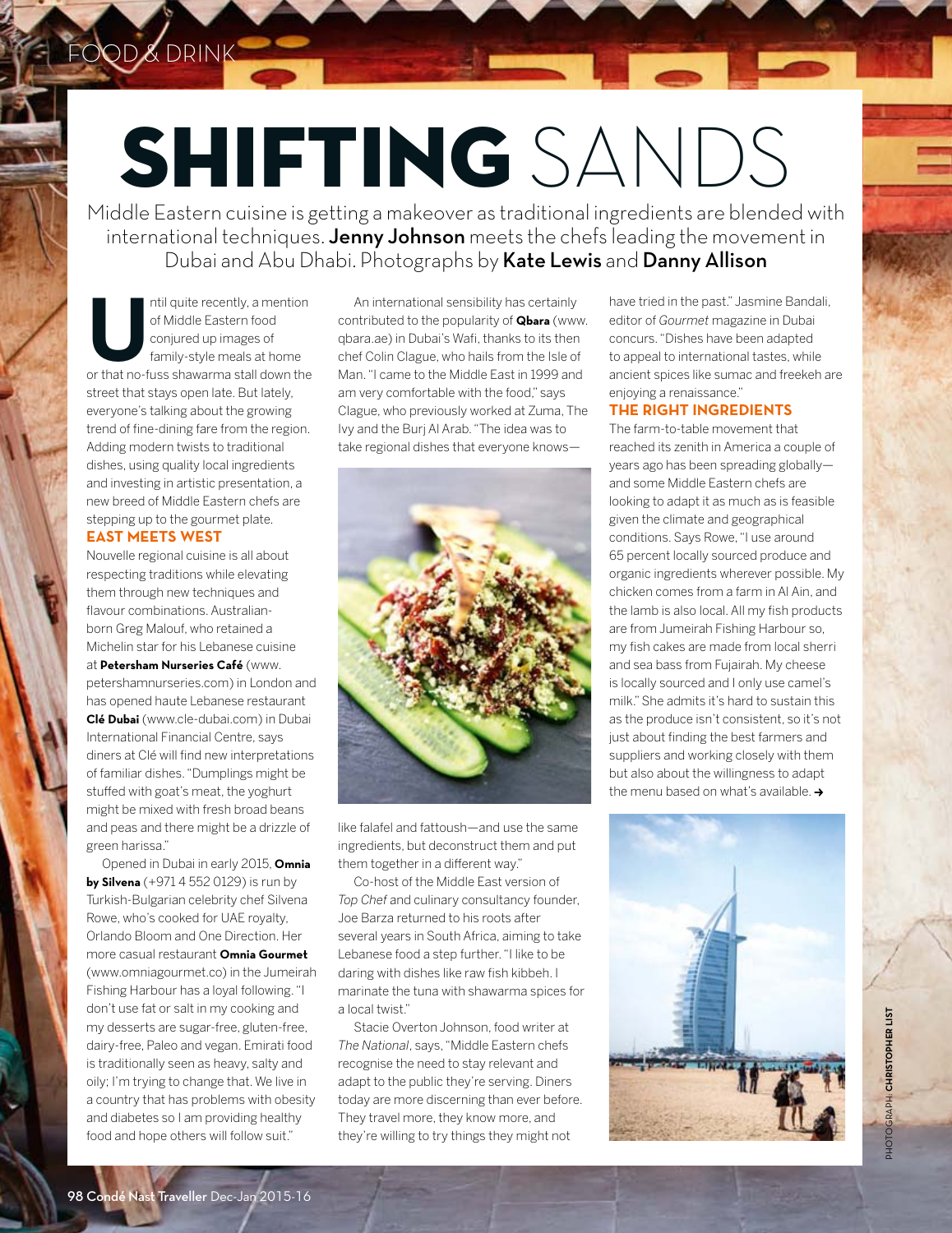# SHIFTING SANDS

Middle Eastern cuisine is getting a makeover as traditional ingredients are blended with international techniques. **Jenny Johnson** meets the chefs leading the movement in Dubai and Abu Dhabi. Photographs by **Kate Lewis** and **Danny Allison**

Until quite recently, a mention of Middle Eastern food conjured up images of family-style meals at home or that no-fuss shawarma stall down the street that stays open late. But lately, everyone's talking about the growing trend of fine-dining fare from the region. Adding modern twists to traditional dishes, using quality local ingredients and investing in artistic presentation, a new breed of Middle Eastern chefs are stepping up to the gourmet plate.

## EAST MEETS WEST

Nouvelle regional cuisine is all about respecting traditions while elevating them through new techniques and flavour combinations. Australian-born Greg Malouf, who retained a Michelin star for his Lebanese cuisine at **Petersham Nurseries Café** (www.petershamnurseries.com) in London and has opened haute Lebanese restaurant **Clé Dubai** (www.cle-dubai.com) in Dubai International Financial Centre, says diners at Clé will find new interpretations of familiar dishes. "Dumplings might be stuffed with goat's meat, the yoghurt might be mixed with fresh broad beans and peas and there might be a drizzle of green harissa."

Opened in Dubai in early 2015, **Omnia by Silvena** (+971 4 552 0129) is run by Turkish-Bulgarian celebrity chef Silvena Rowe, who's cooked for UAE royalty, Orlando Bloom and One Direction. Her more casual restaurant **Omnia Gourmet** (www.omniagourmet.co) in the Jumeirah Fishing Harbour has a loyal following. "I don't use fat or salt in my cooking and my desserts are sugar-free, gluten-free, dairy-free, Paleo and vegan. Emirati food is traditionally seen as heavy, salty and oily; I'm trying to change that. We live in a country that has problems with obesity and diabetes so I am providing healthy food and hope others will follow suit."

An international sensibility has certainly contributed to the popularity of **Qbara** (www.qbara.ae) in Dubai's Wafi, thanks to its then chef Colin Clague, who hails from the Isle of Man. "I came to the Middle East in 1999 and am very comfortable with the food," says Clague, who previously worked at Zuma, The Ivy and the Burj Al Arab. "The idea was to take regional dishes that everyone knows—like falafel and fattoush—and use the same ingredients, but deconstruct them and put them together in a different way."

Co-host of the Middle East version of *Top Chef* and culinary consultancy founder, Joe Barza returned to his roots after several years in South Africa, aiming to take Lebanese food a step further. "I like to be daring with dishes like raw fish kibbeh. I marinate the tuna with shawarma spices for a local twist."

Stacie Overton Johnson, food writer at *The National*, says, "Middle Eastern chefs recognise the need to stay relevant and adapt to the public they're serving. Diners today are more discerning than ever before. They travel more, they know more, and they're willing to try things they might not have tried in the past." Jasmine Bandali, editor of *Gourmet* magazine in Dubai concurs. "Dishes have been adapted to appeal to international tastes, while ancient spices like sumac and freekeh are enjoying a renaissance."

## THE RIGHT INGREDIENTS

The farm-to-table movement that reached its zenith in America a couple of years ago has been spreading globally—and some Middle Eastern chefs are looking to adapt it as much as is feasible given the climate and geographical conditions. Says Rowe, "I use around 65 percent locally sourced produce and organic ingredients wherever possible. My chicken comes from a farm in Al Ain, and the lamb is also local. All my fish products are from Jumeirah Fishing Harbour so, my fish cakes are made from local sherri and sea bass from Fujairah. My cheese is locally sourced and I only use camel's milk." She admits it's hard to sustain this as the produce isn't consistent, so it's not just about finding the best farmers and suppliers and working closely with them but also about the willingness to adapt the menu based on what's available. →

PHOTOGRAPH: **CHRISTOPHER LIST**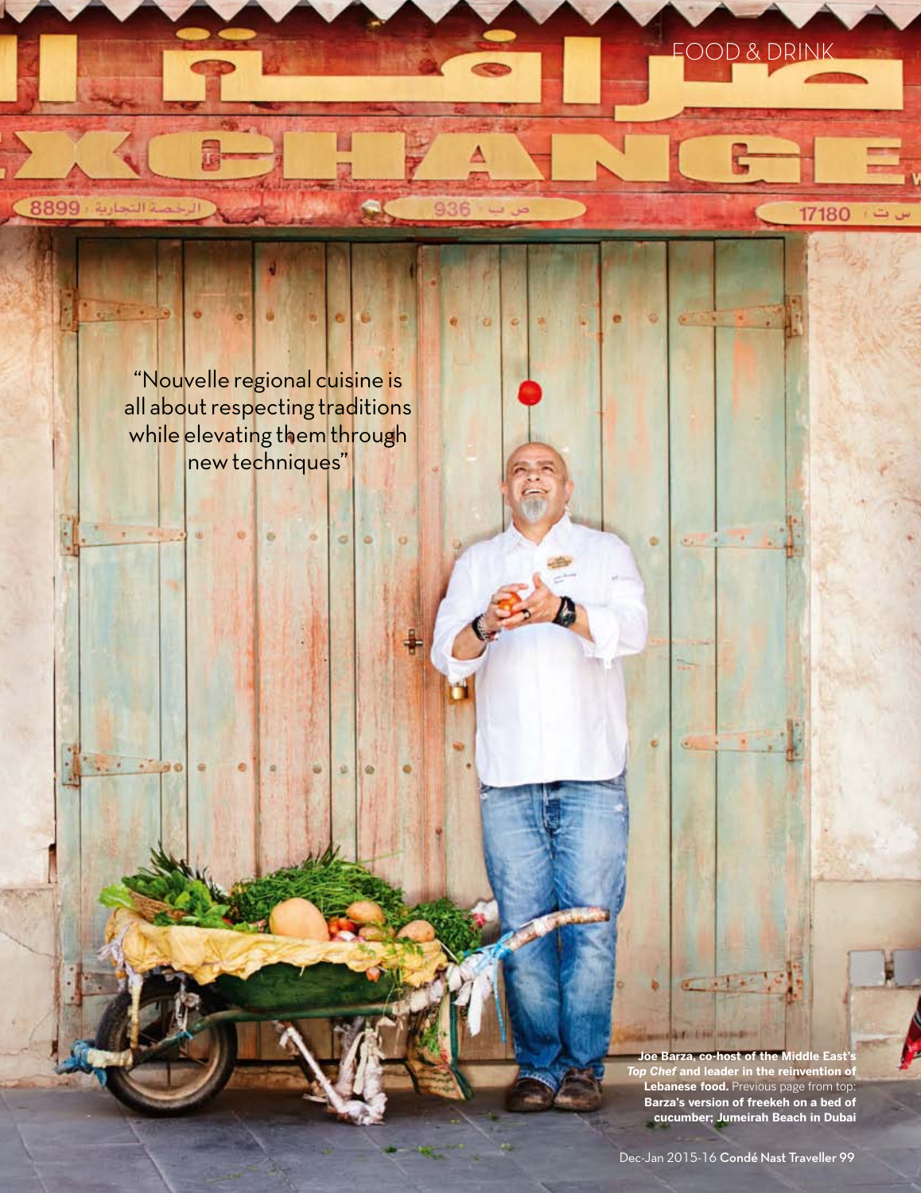"Nouvelle regional cuisine is all about respecting traditions while elevating them through new techniques"

**Joe Barza, co-host of the Middle East's *Top Chef* and leader in the reinvention of Lebanese food.** Previous page from top: **Barza's version of freekeh on a bed of cucumber; Jumeirah Beach in Dubai**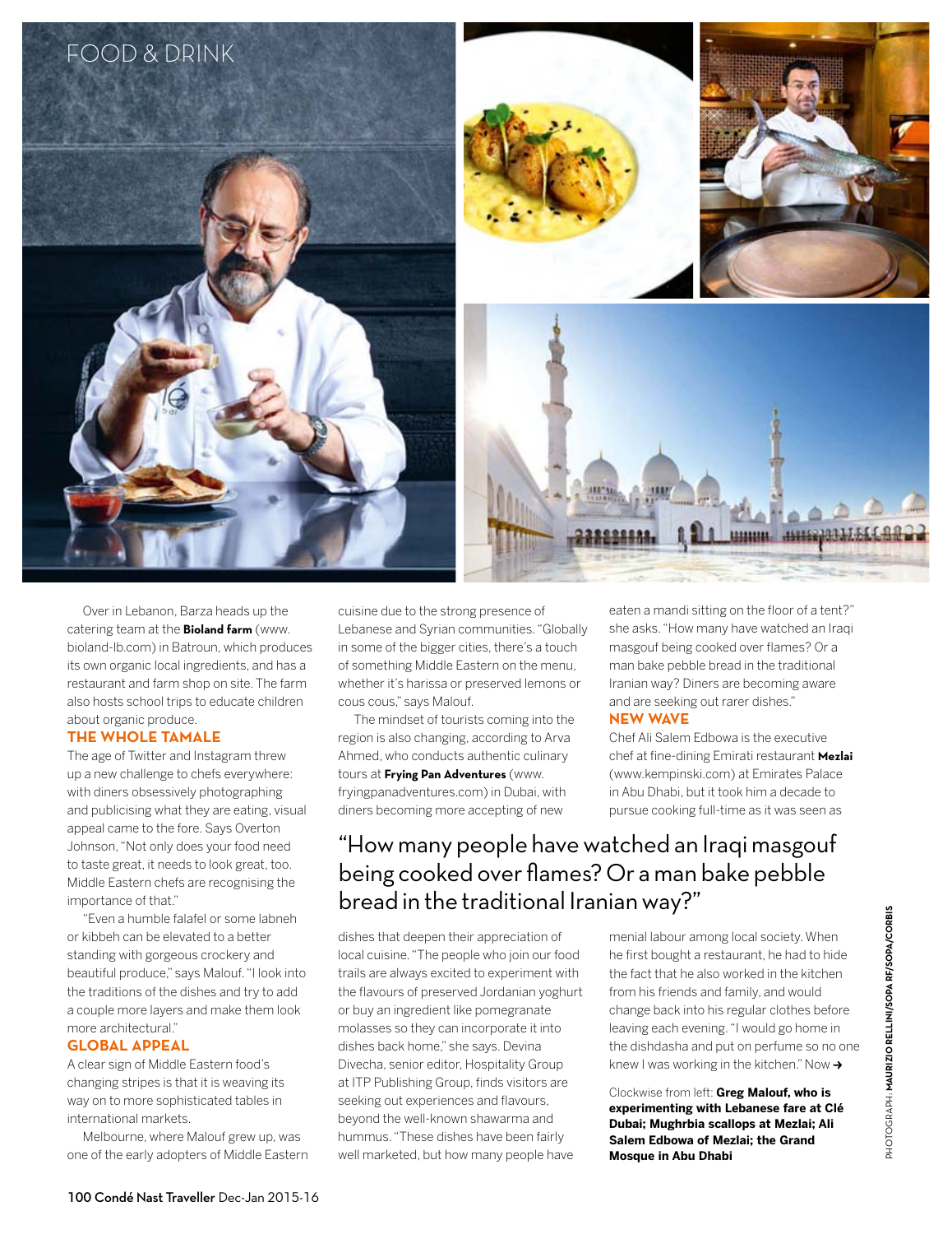FOOD & DRINK

Over in Lebanon, Barza heads up the catering team at the **Bioland farm** (www.bioland-lb.com) in Batroun, which produces its own organic local ingredients, and has a restaurant and farm shop on site. The farm also hosts school trips to educate children about organic produce.

## THE WHOLE TAMALE

The age of Twitter and Instagram threw up a new challenge to chefs everywhere: with diners obsessively photographing and publicising what they are eating, visual appeal came to the fore. Says Overton Johnson, "Not only does your food need to taste great, it needs to look great, too. Middle Eastern chefs are recognising the importance of that."

"Even a humble falafel or some labneh or kibbeh can be elevated to a better standing with gorgeous crockery and beautiful produce," says Malouf. "I look into the traditions of the dishes and try to add a couple more layers and make them look more architectural."

## GLOBAL APPEAL

A clear sign of Middle Eastern food's changing stripes is that it is weaving its way on to more sophisticated tables in international markets.

Melbourne, where Malouf grew up, was one of the early adopters of Middle Eastern cuisine due to the strong presence of Lebanese and Syrian communities. "Globally in some of the bigger cities, there's a touch of something Middle Eastern on the menu, whether it's harissa or preserved lemons or cous cous," says Malouf.

The mindset of tourists coming into the region is also changing, according to Arva Ahmed, who conducts authentic culinary tours at **Frying Pan Adventures** (www.fryingpanadventures.com) in Dubai, with diners becoming more accepting of new dishes that deepen their appreciation of local cuisine. "The people who join our food trails are always excited to experiment with the flavours of preserved Jordanian yoghurt or buy an ingredient like pomegranate molasses so they can incorporate it into dishes back home," she says. Devina Divecha, senior editor, Hospitality Group at ITP Publishing Group, finds visitors are seeking out experiences and flavours, beyond the well-known shawarma and hummus. "These dishes have been fairly well marketed, but how many people have eaten a mandi sitting on the floor of a tent?" she asks. "How many have watched an Iraqi masgouf being cooked over flames? Or a man bake pebble bread in the traditional Iranian way? Diners are becoming aware and are seeking out rarer dishes."

## NEW WAVE

Chef Ali Salem Edbowa is the executive chef at fine-dining Emirati restaurant **Mezlai** (www.kempinski.com) at Emirates Palace in Abu Dhabi, but it took him a decade to pursue cooking full-time as it was seen as menial labour among local society. When he first bought a restaurant, he had to hide the fact that he also worked in the kitchen from his friends and family, and would change back into his regular clothes before leaving each evening. "I would go home in the dishdasha and put on perfume so no one knew I was working in the kitchen." Now →

> "How many people have watched an Iraqi masgouf being cooked over flames? Or a man bake pebble bread in the traditional Iranian way?"

Clockwise from left: **Greg Malouf, who is experimenting with Lebanese fare at Clé Dubai; Mughrbia scallops at Mezlai; Ali Salem Edbowa of Mezlai; the Grand Mosque in Abu Dhabi**

PHOTOGRAPH: **MAURIZIO RELLINI/SOPA RF/SOPA/CORBIS**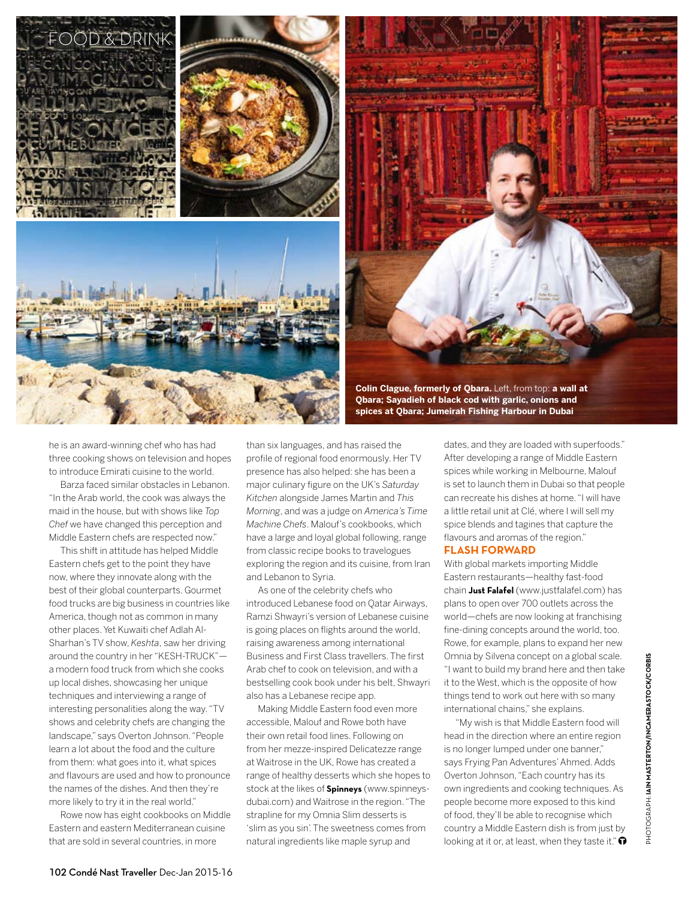FOOD & DRINK

**Colin Clague, formerly of Qbara.** Left, from top: **a wall at Qbara; Sayadieh of black cod with garlic, onions and spices at Qbara; Jumeirah Fishing Harbour in Dubai**

he is an award-winning chef who has had three cooking shows on television and hopes to introduce Emirati cuisine to the world.

Barza faced similar obstacles in Lebanon. "In the Arab world, the cook was always the maid in the house, but with shows like *Top Chef* we have changed this perception and Middle Eastern chefs are respected now."

This shift in attitude has helped Middle Eastern chefs get to the point they have now, where they innovate along with the best of their global counterparts. Gourmet food trucks are big business in countries like America, though not as common in many other places. Yet Kuwaiti chef Adlah Al-Sharhan's TV show, *Keshta*, saw her driving around the country in her "KESH-TRUCK"—a modern food truck from which she cooks up local dishes, showcasing her unique techniques and interviewing a range of interesting personalities along the way. "TV shows and celebrity chefs are changing the landscape," says Overton Johnson. "People learn a lot about the food and the culture from them: what goes into it, what spices and flavours are used and how to pronounce the names of the dishes. And then they're more likely to try it in the real world."

Rowe now has eight cookbooks on Middle Eastern and eastern Mediterranean cuisine that are sold in several countries, in more than six languages, and has raised the profile of regional food enormously. Her TV presence has also helped: she has been a major culinary figure on the UK's *Saturday Kitchen* alongside James Martin and *This Morning*, and was a judge on *America's Time Machine Chefs*. Malouf's cookbooks, which have a large and loyal global following, range from classic recipe books to travelogues exploring the region and its cuisine, from Iran and Lebanon to Syria.

As one of the celebrity chefs who introduced Lebanese food on Qatar Airways, Ramzi Shwayri's version of Lebanese cuisine is going places on flights around the world, raising awareness among international Business and First Class travellers. The first Arab chef to cook on television, and with a bestselling cook book under his belt, Shwayri also has a Lebanese recipe app.

Making Middle Eastern food even more accessible, Malouf and Rowe both have their own retail food lines. Following on from her mezze-inspired Delicatezze range at Waitrose in the UK, Rowe has created a range of healthy desserts which she hopes to stock at the likes of **Spinneys** (www.spinneys-dubai.com) and Waitrose in the region. "The strapline for my Omnia Slim desserts is 'slim as you sin'. The sweetness comes from natural ingredients like maple syrup and dates, and they are loaded with superfoods." After developing a range of Middle Eastern spices while working in Melbourne, Malouf is set to launch them in Dubai so that people can recreate his dishes at home. "I will have a little retail unit at Clé, where I will sell my spice blends and tagines that capture the flavours and aromas of the region."

## FLASH FORWARD

With global markets importing Middle Eastern restaurants—healthy fast-food chain **Just Falafel** (www.justfalafel.com) has plans to open over 700 outlets across the world—chefs are now looking at franchising fine-dining concepts around the world, too. Rowe, for example, plans to expand her new Omnia by Silvena concept on a global scale. "I want to build my brand here and then take it to the West, which is the opposite of how things tend to work out here with so many international chains," she explains.

"My wish is that Middle Eastern food will head in the direction where an entire region is no longer lumped under one banner," says Frying Pan Adventures' Ahmed. Adds Overton Johnson, "Each country has its own ingredients and cooking techniques. As people become more exposed to this kind of food, they'll be able to recognise which country a Middle Eastern dish is from just by looking at it or, at least, when they taste it."

PHOTOGRAPH: **IAIN MASTERTON/INCAMERASTOCK/CORBIS**